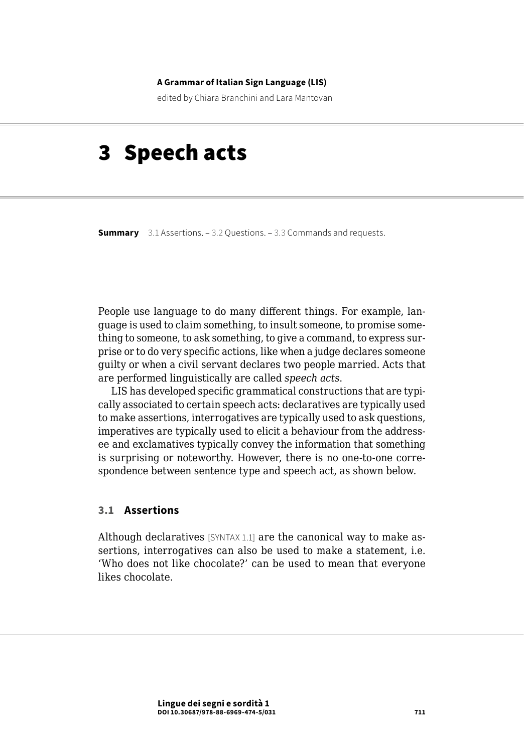A Grammar of Italian Sign Language (LIS)

edited by Chiara Branchini and Lara Mantovan

# 3 Speech acts

**Summary** 3.1 Assertions. – 3.2 Questions. – 3.3 Commands and requests.

People use language to do many different things. For example, language is used to claim something, to insult someone, to promise something to someone, to ask something, to give a command, to express surprise or to do very specific actions, like when a judge declares someone guilty or when a civil servant declares two people married. Acts that are performed linguistically are called *speech acts*.

LIS has developed specific grammatical constructions that are typically associated to certain speech acts: declaratives are typically used to make assertions, interrogatives are typically used to ask questions, imperatives are typically used to elicit a behaviour from the addressee and exclamatives typically convey the information that something is surprising or noteworthy. However, there is no one-to-one correspondence between sentence type and speech act, as shown below.

## 3.1 Assertions

Although declaratives [SYNTAX 1.1] are the canonical way to make assertions, interrogatives can also be used to make a statement, i.e. 'Who does not like chocolate?' can be used to mean that everyone likes chocolate.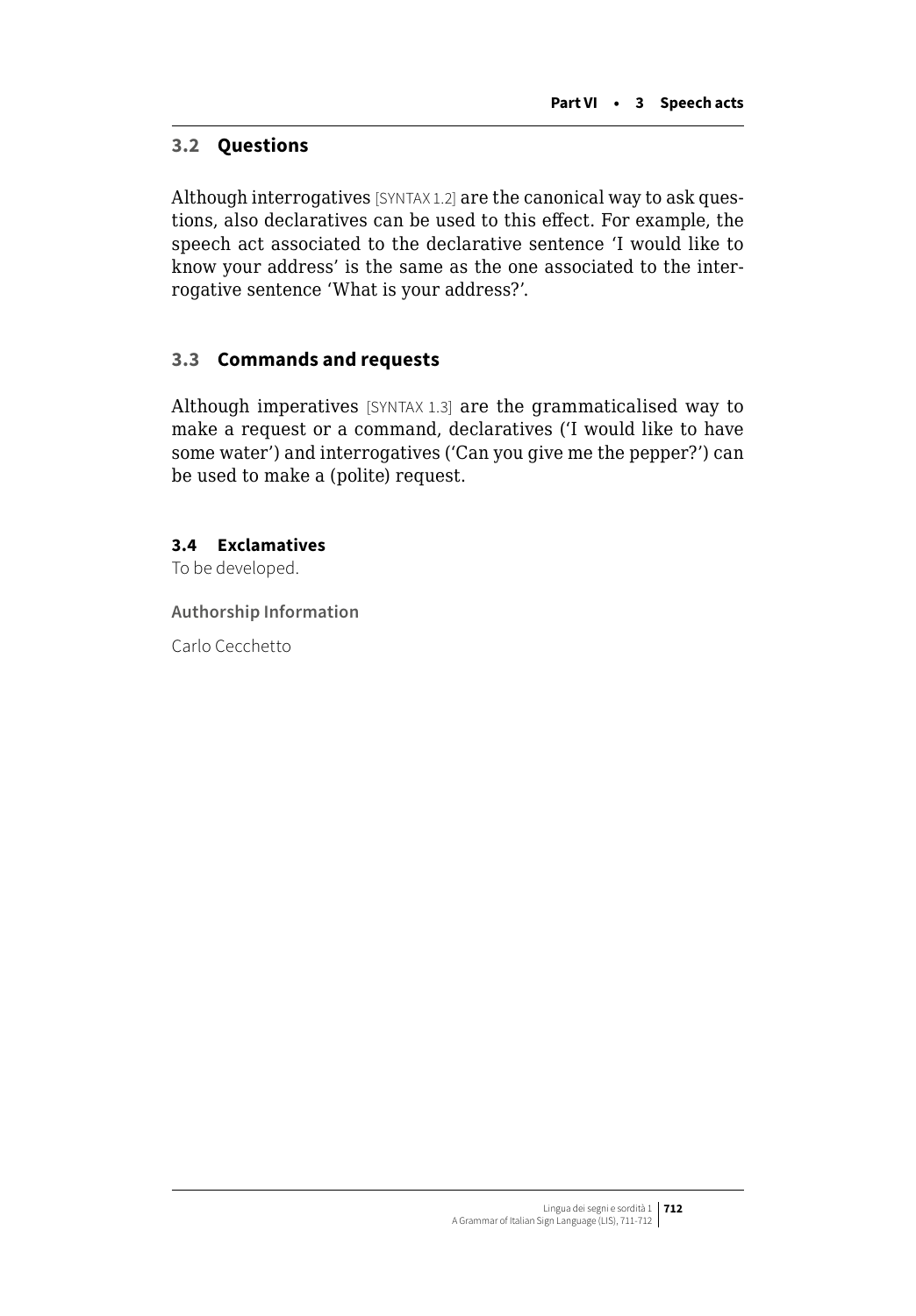### 3.2 Questions

Although interrogatives [SYNTAX 1.2] are the canonical way to ask questions, also declaratives can be used to this effect. For example, the speech act associated to the declarative sentence 'I would like to know your address' is the same as the one associated to the interrogative sentence 'What is your address?'.

### 3.3 Commands and requests

Although imperatives [SYNTAX 1.3] are the grammaticalised way to make a request or a command, declaratives ('I would like to have some water') and interrogatives ('Can you give me the pepper?') can be used to make a (polite) request.

### 3.4 Exclamatives

To be developed.

**Authorship Information**

Carlo Cecchetto